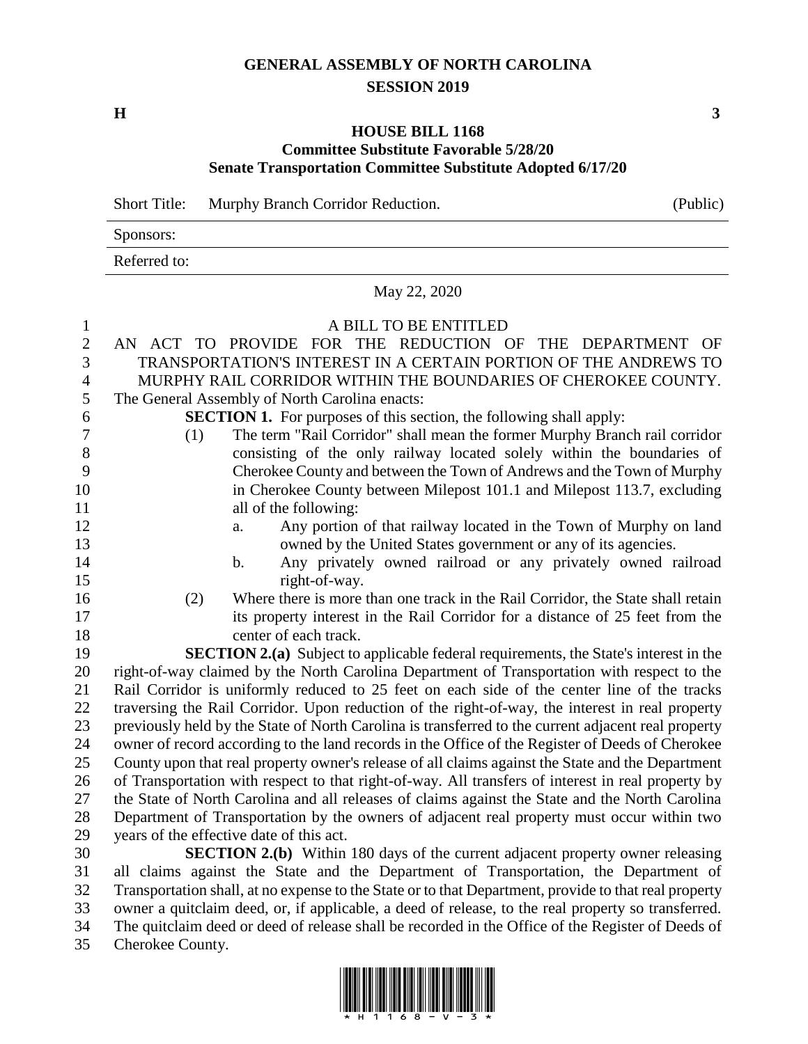# GENERAL ASSEMBLY OF NORTH CAROLINA
## SESSION 2019

**H** **3**

## HOUSE BILL 1168
### Committee Substitute Favorable 5/28/20
### Senate Transportation Committee Substitute Adopted 6/17/20

| Short Title: | Murphy Branch Corridor Reduction. | (Public) |
|---|---|---|
| Sponsors: | | |
| Referred to: | | |

May 22, 2020

A BILL TO BE ENTITLED

AN ACT TO PROVIDE FOR THE REDUCTION OF THE DEPARTMENT OF TRANSPORTATION'S INTEREST IN A CERTAIN PORTION OF THE ANDREWS TO MURPHY RAIL CORRIDOR WITHIN THE BOUNDARIES OF CHEROKEE COUNTY.

The General Assembly of North Carolina enacts:

**SECTION 1.** For purposes of this section, the following shall apply:

(1) The term "Rail Corridor" shall mean the former Murphy Branch rail corridor consisting of the only railway located solely within the boundaries of Cherokee County and between the Town of Andrews and the Town of Murphy in Cherokee County between Milepost 101.1 and Milepost 113.7, excluding all of the following:

a. Any portion of that railway located in the Town of Murphy on land owned by the United States government or any of its agencies.

b. Any privately owned railroad or any privately owned railroad right-of-way.

(2) Where there is more than one track in the Rail Corridor, the State shall retain its property interest in the Rail Corridor for a distance of 25 feet from the center of each track.

**SECTION 2.(a)** Subject to applicable federal requirements, the State's interest in the right-of-way claimed by the North Carolina Department of Transportation with respect to the Rail Corridor is uniformly reduced to 25 feet on each side of the center line of the tracks traversing the Rail Corridor. Upon reduction of the right-of-way, the interest in real property previously held by the State of North Carolina is transferred to the current adjacent real property owner of record according to the land records in the Office of the Register of Deeds of Cherokee County upon that real property owner's release of all claims against the State and the Department of Transportation with respect to that right-of-way. All transfers of interest in real property by the State of North Carolina and all releases of claims against the State and the North Carolina Department of Transportation by the owners of adjacent real property must occur within two years of the effective date of this act.

**SECTION 2.(b)** Within 180 days of the current adjacent property owner releasing all claims against the State and the Department of Transportation, the Department of Transportation shall, at no expense to the State or to that Department, provide to that real property owner a quitclaim deed, or, if applicable, a deed of release, to the real property so transferred. The quitclaim deed or deed of release shall be recorded in the Office of the Register of Deeds of Cherokee County.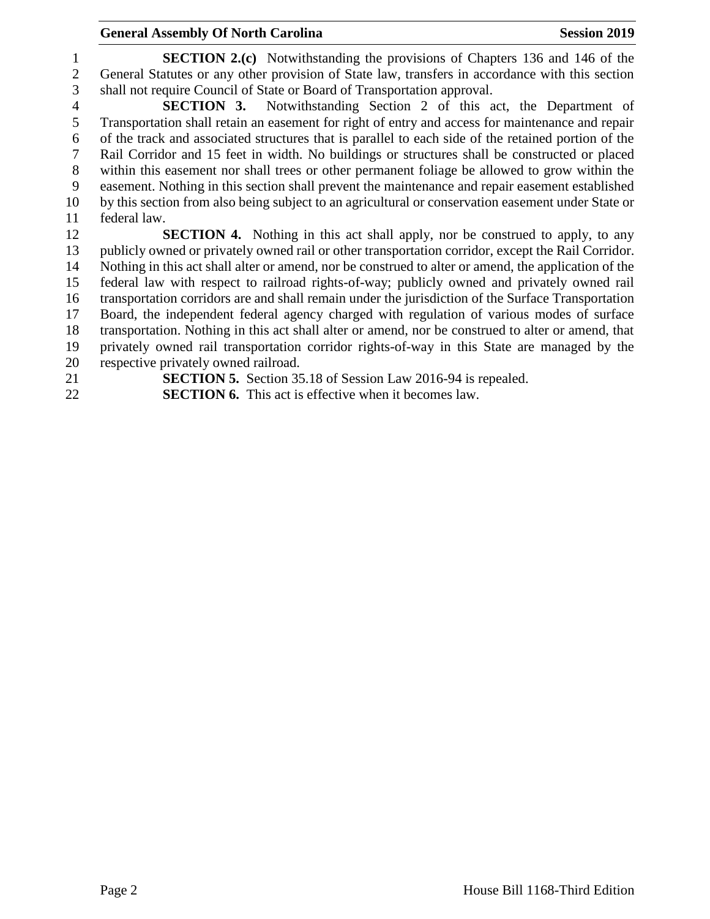**SECTION 2.(c)** Notwithstanding the provisions of Chapters 136 and 146 of the General Statutes or any other provision of State law, transfers in accordance with this section shall not require Council of State or Board of Transportation approval.

**SECTION 3.** Notwithstanding Section 2 of this act, the Department of Transportation shall retain an easement for right of entry and access for maintenance and repair of the track and associated structures that is parallel to each side of the retained portion of the Rail Corridor and 15 feet in width. No buildings or structures shall be constructed or placed within this easement nor shall trees or other permanent foliage be allowed to grow within the easement. Nothing in this section shall prevent the maintenance and repair easement established by this section from also being subject to an agricultural or conservation easement under State or federal law.

**SECTION 4.** Nothing in this act shall apply, nor be construed to apply, to any publicly owned or privately owned rail or other transportation corridor, except the Rail Corridor. Nothing in this act shall alter or amend, nor be construed to alter or amend, the application of the federal law with respect to railroad rights-of-way; publicly owned and privately owned rail transportation corridors are and shall remain under the jurisdiction of the Surface Transportation Board, the independent federal agency charged with regulation of various modes of surface transportation. Nothing in this act shall alter or amend, nor be construed to alter or amend, that privately owned rail transportation corridor rights-of-way in this State are managed by the respective privately owned railroad.

**SECTION 5.** Section 35.18 of Session Law 2016-94 is repealed.

**SECTION 6.** This act is effective when it becomes law.